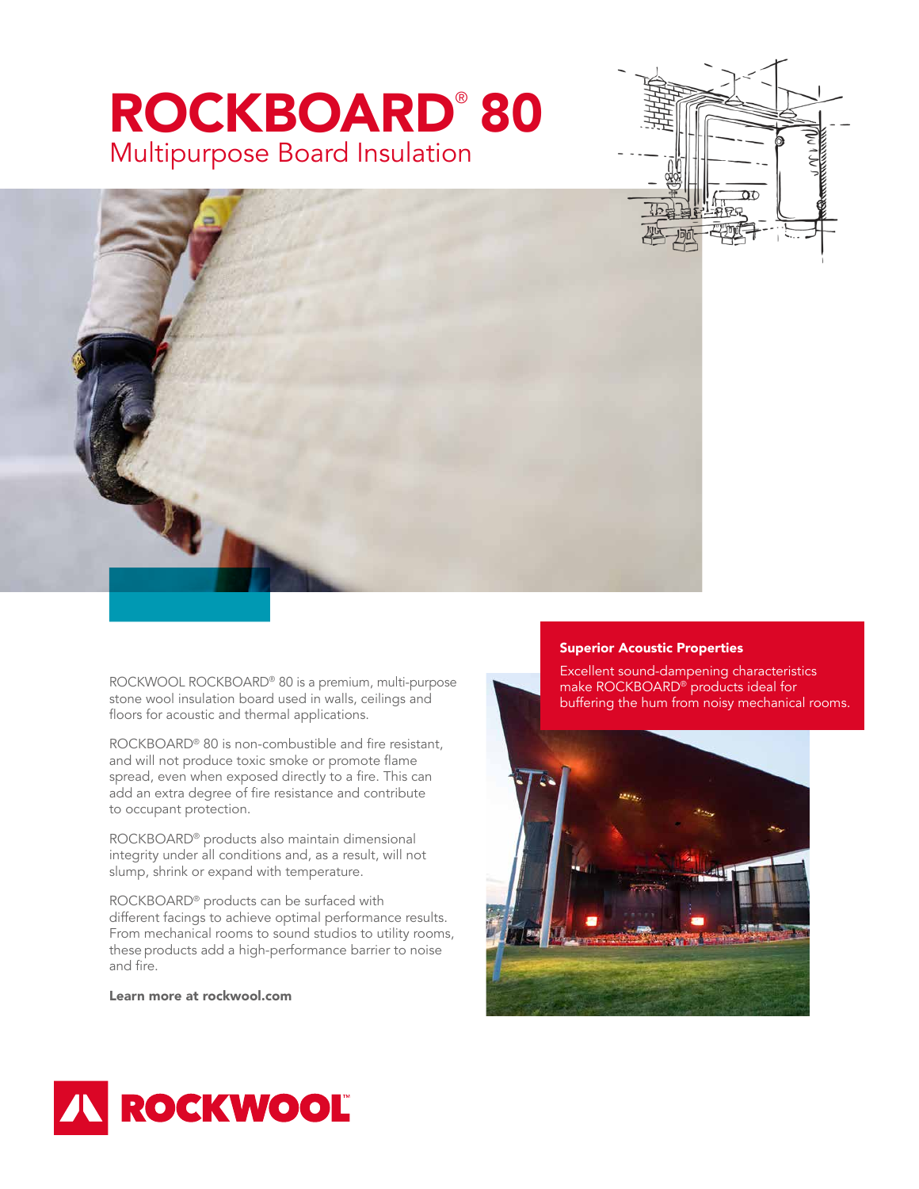# ROCKBOARD® 80

## Multipurpose Board Insulation

ROCKWOOL ROCKBOARD® 80 is a premium, multi-purpose stone wool insulation board used in walls, ceilings and floors for acoustic and thermal applications.

ROCKBOARD® 80 is non-combustible and fire resistant, and will not produce toxic smoke or promote flame spread, even when exposed directly to a fire. This can add an extra degree of fire resistance and contribute to occupant protection.

ROCKBOARD® products also maintain dimensional integrity under all conditions and, as a result, will not slump, shrink or expand with temperature.

ROCKBOARD® products can be surfaced with different facings to achieve optimal performance results. From mechanical rooms to sound studios to utility rooms, these products add a high-performance barrier to noise and fire.

**Learn more at rockwool.com**

**Superior Acoustic Properties**

Excellent sound-dampening characteristics make ROCKBOARD® products ideal for buffering the hum from noisy mechanical rooms.

ROCKWOOL™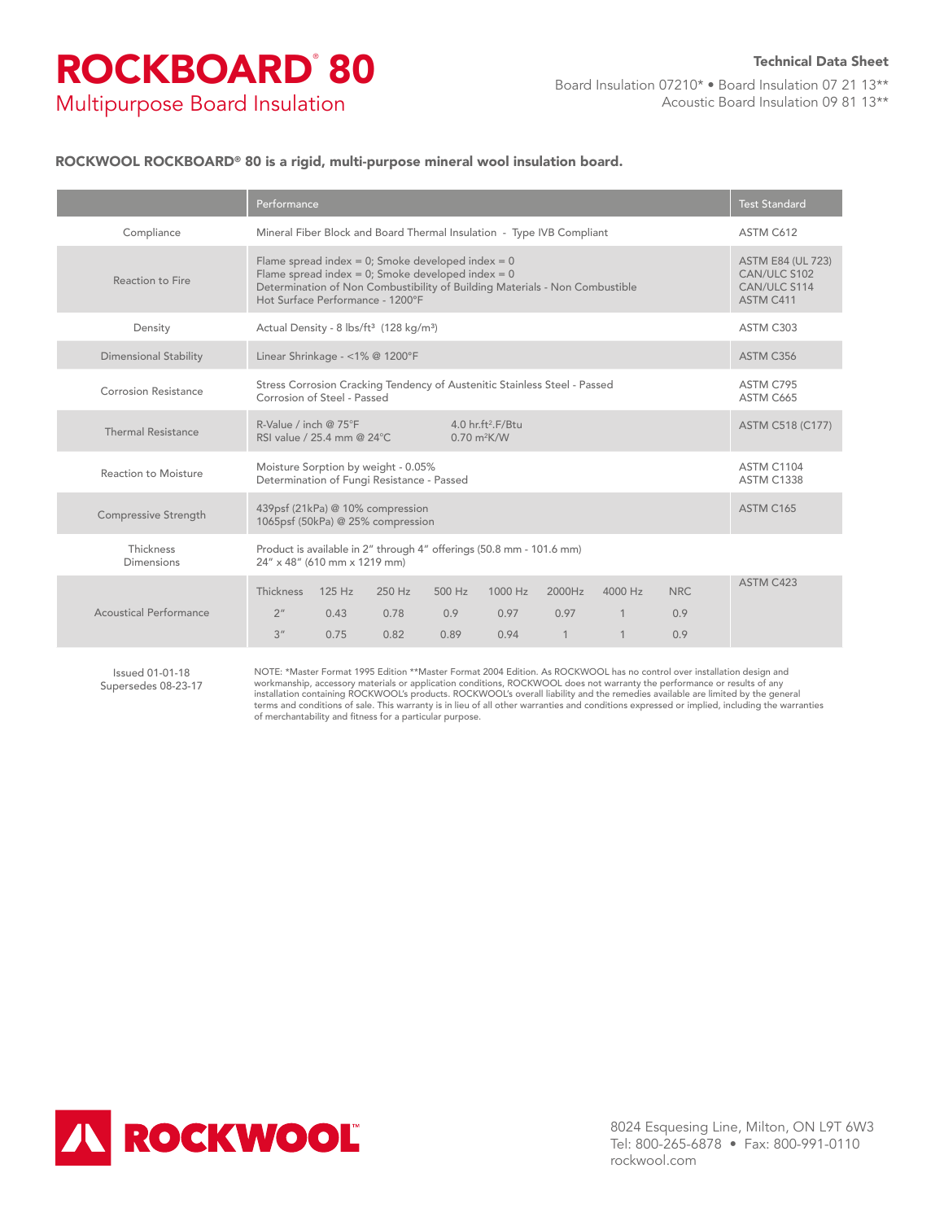# ROCKBOARD® 80

## Multipurpose Board Insulation

**Technical Data Sheet**

Board Insulation 07210* • Board Insulation 07 21 13**
Acoustic Board Insulation 09 81 13**

**ROCKWOOL ROCKBOARD® 80 is a rigid, multi-purpose mineral wool insulation board.**

| | Performance | Test Standard |
|---|---|---|
| Compliance | Mineral Fiber Block and Board Thermal Insulation - Type IVB Compliant | ASTM C612 |
| Reaction to Fire | Flame spread index = 0; Smoke developed index = 0<br>Flame spread index = 0; Smoke developed index = 0<br>Determination of Non Combustibility of Building Materials - Non Combustible<br>Hot Surface Performance - 1200°F | ASTM E84 (UL 723)<br>CAN/ULC S102<br>CAN/ULC S114<br>ASTM C411 |
| Density | Actual Density - 8 lbs/ft³ (128 kg/m³) | ASTM C303 |
| Dimensional Stability | Linear Shrinkage - <1% @ 1200°F | ASTM C356 |
| Corrosion Resistance | Stress Corrosion Cracking Tendency of Austenitic Stainless Steel - Passed<br>Corrosion of Steel - Passed | ASTM C795<br>ASTM C665 |
| Thermal Resistance | R-Value / inch @ 75°F 4.0 hr.ft².F/Btu<br>RSI value / 25.4 mm @ 24°C 0.70 m²K/W | ASTM C518 (C177) |
| Reaction to Moisture | Moisture Sorption by weight - 0.05%<br>Determination of Fungi Resistance - Passed | ASTM C1104<br>ASTM C1338 |
| Compressive Strength | 439psf (21kPa) @ 10% compression<br>1065psf (50kPa) @ 25% compression | ASTM C165 |
| Thickness<br>Dimensions | Product is available in 2" through 4" offerings (50.8 mm - 101.6 mm)<br>24" x 48" (610 mm x 1219 mm) | |
| Acoustical Performance | (see table below) | ASTM C423 |

**Acoustical Performance (ASTM C423)**

| Thickness | 125 Hz | 250 Hz | 500 Hz | 1000 Hz | 2000Hz | 4000 Hz | NRC |
|---|---|---|---|---|---|---|---|
| 2" | 0.43 | 0.78 | 0.9 | 0.97 | 0.97 | 1 | 0.9 |
| 3" | 0.75 | 0.82 | 0.89 | 0.94 | 1 | 1 | 0.9 |

Issued 01-01-18
Supersedes 08-23-17

NOTE: *Master Format 1995 Edition **Master Format 2004 Edition. As ROCKWOOL has no control over installation design and workmanship, accessory materials or application conditions, ROCKWOOL does not warranty the performance or results of any installation containing ROCKWOOL's products. ROCKWOOL's overall liability and the remedies available are limited by the general terms and conditions of sale. This warranty is in lieu of all other warranties and conditions expressed or implied, including the warranties of merchantability and fitness for a particular purpose.

ROCKWOOL

8024 Esquesing Line, Milton, ON L9T 6W3
Tel: 800-265-6878 • Fax: 800-991-0110
rockwool.com